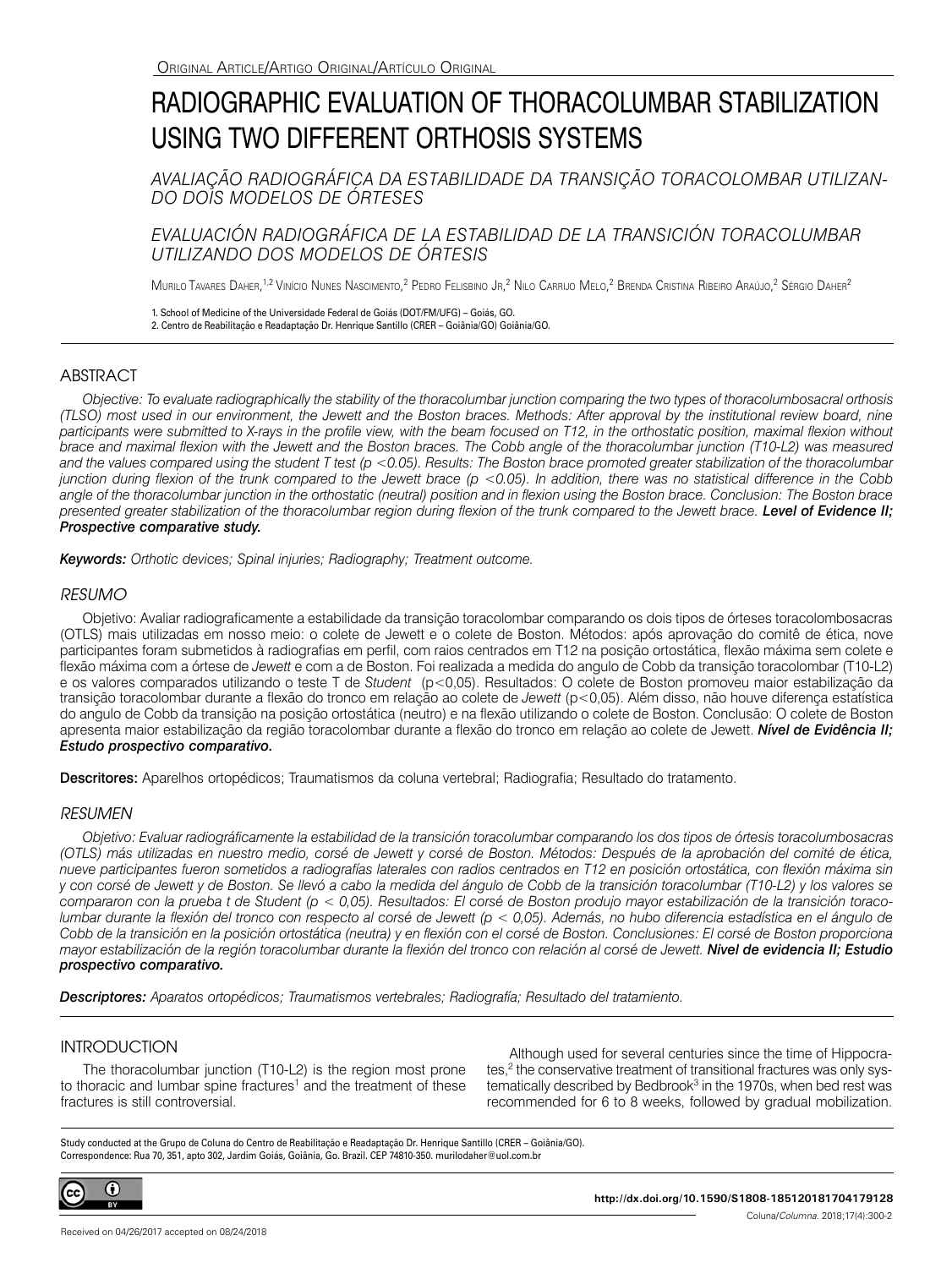Original Article/Artigo Original/Artículo Original

# RADIOGRAPHIC EVALUATION OF THORACOLUMBAR STABILIZATION USING TWO DIFFERENT ORTHOSIS SYSTEMS

*AVALIAÇÃO RADIOGRÁFICA DA ESTABILIDADE DA TRANSIÇÃO TORACOLOMBAR UTILIZANDO DOIS MODELOS DE ÓRTESES*

*EVALUACIÓN RADIOGRÁFICA DE LA ESTABILIDAD DE LA TRANSICIÓN TORACOLUMBAR UTILIZANDO DOS MODELOS DE ÓRTESIS*

Murilo Tavares Daher,[1,2] Vinício Nunes Nascimento,[2] Pedro Felisbino Jr,[2] Nilo Carrijo Melo,[2] Brenda Cristina Ribeiro Araújo,[2] Sérgio Daher[2]

1. School of Medicine of the Universidade Federal de Goiás (DOT/FM/UFG) – Goiás, GO.
2. Centro de Reabilitação e Readaptação Dr. Henrique Santillo (CRER – Goiânia/GO) Goiânia/GO.

## ABSTRACT

*Objective: To evaluate radiographically the stability of the thoracolumbar junction comparing the two types of thoracolumbosacral orthosis (TLSO) most used in our environment, the Jewett and the Boston braces. Methods: After approval by the institutional review board, nine participants were submitted to X-rays in the profile view, with the beam focused on T12, in the orthostatic position, maximal flexion without brace and maximal flexion with the Jewett and the Boston braces. The Cobb angle of the thoracolumbar junction (T10-L2) was measured and the values compared using the student T test ($p < 0.05$). Results: The Boston brace promoted greater stabilization of the thoracolumbar junction during flexion of the trunk compared to the Jewett brace ($p < 0.05$). In addition, there was no statistical difference in the Cobb angle of the thoracolumbar junction in the orthostatic (neutral) position and in flexion using the Boston brace. Conclusion: The Boston brace presented greater stabilization of the thoracolumbar region during flexion of the trunk compared to the Jewett brace.* ***Level of Evidence II; Prospective comparative study.***

***Keywords:*** *Orthotic devices; Spinal injuries; Radiography; Treatment outcome.*

## *RESUMO*

Objetivo: Avaliar radiograficamente a estabilidade da transição toracolombar comparando os dois tipos de órteses toracolombosacras (OTLS) mais utilizadas em nosso meio: o colete de Jewett e o colete de Boston. Métodos: após aprovação do comitê de ética, nove participantes foram submetidos à radiografias em perfil, com raios centrados em T12 na posição ortostática, flexão máxima sem colete e flexão máxima com a órtese de *Jewett* e com a de Boston. Foi realizada a medida do angulo de Cobb da transição toracolombar (T10-L2) e os valores comparados utilizando o teste T de *Student* ($p<0{,}05$). Resultados: O colete de Boston promoveu maior estabilização da transição toracolombar durante a flexão do tronco em relação ao colete de *Jewett* ($p<0{,}05$). Além disso, não houve diferença estatística do angulo de Cobb da transição na posição ortostática (neutro) e na flexão utilizando o colete de Boston. Conclusão: O colete de Boston apresenta maior estabilização da região toracolombar durante a flexão do tronco em relação ao colete de Jewett. ***Nível de Evidência II; Estudo prospectivo comparativo.***

**Descritores:** Aparelhos ortopédicos; Traumatismos da coluna vertebral; Radiografia; Resultado do tratamento.

## *RESUMEN*

*Objetivo: Evaluar radiográficamente la estabilidad de la transición toracolumbar comparando los dos tipos de órtesis toracolumbosacras (OTLS) más utilizadas en nuestro medio, corsé de Jewett y corsé de Boston. Métodos: Después de la aprobación del comité de ética, nueve participantes fueron sometidos a radiografías laterales con radios centrados en T12 en posición ortostática, con flexión máxima sin y con corsé de Jewett y de Boston. Se llevó a cabo la medida del ángulo de Cobb de la transición toracolumbar (T10-L2) y los valores se compararon con la prueba t de Student ($p < 0{,}05$). Resultados: El corsé de Boston produjo mayor estabilización de la transición toracolumbar durante la flexión del tronco con respecto al corsé de Jewett ($p < 0{,}05$). Además, no hubo diferencia estadística en el ángulo de Cobb de la transición en posición ortostática (neutra) y en flexión con el corsé de Boston. Conclusiones: El corsé de Boston proporciona mayor estabilización de la región toracolumbar durante la flexión del tronco con relación al corsé de Jewett.* ***Nivel de evidencia II; Estudio prospectivo comparativo.***

***Descriptores:*** *Aparatos ortopédicos; Traumatismos vertebrales; Radiografía; Resultado del tratamiento.*

## INTRODUCTION

The thoracolumbar junction (T10-L2) is the region most prone to thoracic and lumbar spine fractures[1] and the treatment of these fractures is still controversial.

Although used for several centuries since the time of Hippocrates,[2] the conservative treatment of transitional fractures was only systematically described by Bedbrook[3] in the 1970s, when bed rest was recommended for 6 to 8 weeks, followed by gradual mobilization.

Study conducted at the Grupo de Coluna do Centro de Reabilitação e Readaptação Dr. Henrique Santillo (CRER – Goiânia/GO).
Correspondence: Rua 70, 351, apto 302, Jardim Goiás, Goiânia, Go. Brazil. CEP 74810-350. murilodaher@uol.com.br

http://dx.doi.org/10.1590/S1808-185120181704179128

Received on 04/26/2017 accepted on 08/24/2018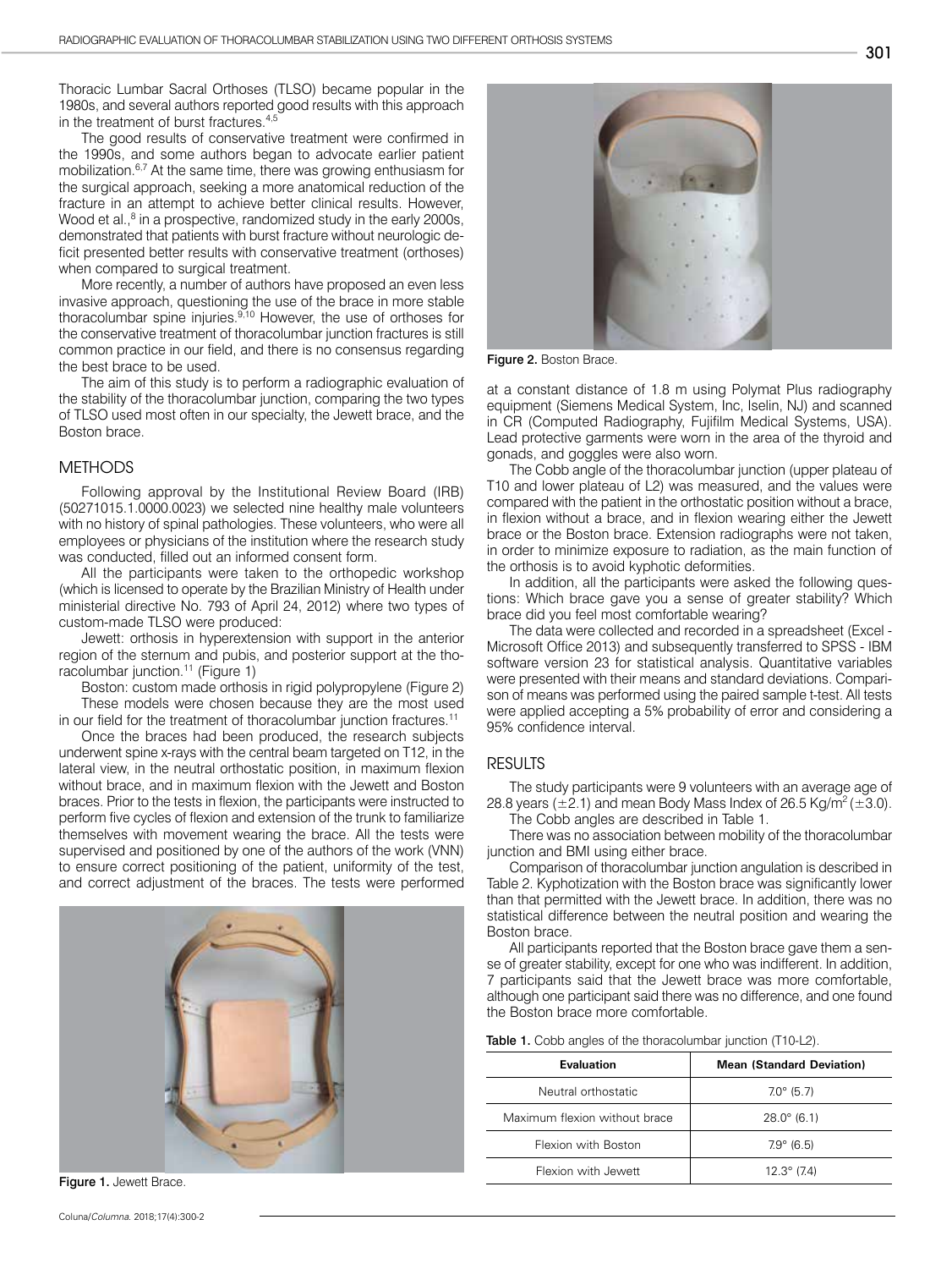Thoracic Lumbar Sacral Orthoses (TLSO) became popular in the 1980s, and several authors reported good results with this approach in the treatment of burst fractures.[4,5]

The good results of conservative treatment were confirmed in the 1990s, and some authors began to advocate earlier patient mobilization.[6,7] At the same time, there was growing enthusiasm for the surgical approach, seeking a more anatomical reduction of the fracture in an attempt to achieve better clinical results. However, Wood et al.,[8] in a prospective, randomized study in the early 2000s, demonstrated that patients with burst fracture without neurologic deficit presented better results with conservative treatment (orthoses) when compared to surgical treatment.

More recently, a number of authors have proposed an even less invasive approach, questioning the use of the brace in more stable thoracolumbar spine injuries.[9,10] However, the use of orthoses for the conservative treatment of thoracolumbar junction fractures is still common practice in our field, and there is no consensus regarding the best brace to be used.

The aim of this study is to perform a radiographic evaluation of the stability of the thoracolumbar junction, comparing the two types of TLSO used most often in our specialty, the Jewett brace, and the Boston brace.

## METHODS

Following approval by the Institutional Review Board (IRB) (50271015.1.0000.0023) we selected nine healthy male volunteers with no history of spinal pathologies. These volunteers, who were all employees or physicians of the institution where the research study was conducted, filled out an informed consent form.

All the participants were taken to the orthopedic workshop (which is licensed to operate by the Brazilian Ministry of Health under ministerial directive No. 793 of April 24, 2012) where two types of custom-made TLSO were produced:

Jewett: orthosis in hyperextension with support in the anterior region of the sternum and pubis, and posterior support at the thoracolumbar junction.[11] (Figure 1)

Boston: custom made orthosis in rigid polypropylene (Figure 2)

These models were chosen because they are the most used in our field for the treatment of thoracolumbar junction fractures.[11]

Once the braces had been produced, the research subjects underwent spine x-rays with the central beam targeted on T12, in the lateral view, in the neutral orthostatic position, in maximum flexion without brace, and in maximum flexion with the Jewett and Boston braces. Prior to the tests in flexion, the participants were instructed to perform five cycles of flexion and extension of the trunk to familiarize themselves with movement wearing the brace. All the tests were supervised and positioned by one of the authors of the work (VNN) to ensure correct positioning of the patient, uniformity of the test, and correct adjustment of the braces. The tests were performed

Figure 1. Jewett Brace.

Figure 2. Boston Brace.

at a constant distance of 1.8 m using Polymat Plus radiography equipment (Siemens Medical System, Inc, Iselin, NJ) and scanned in CR (Computed Radiography, Fujifilm Medical Systems, USA). Lead protective garments were worn in the area of the thyroid and gonads, and goggles were also worn.

The Cobb angle of the thoracolumbar junction (upper plateau of T10 and lower plateau of L2) was measured, and the values were compared with the patient in the orthostatic position without a brace, in flexion without a brace, and in flexion wearing either the Jewett brace or the Boston brace. Extension radiographs were not taken, in order to minimize exposure to radiation, as the main function of the orthosis is to avoid kyphotic deformities.

In addition, all the participants were asked the following questions: Which brace gave you a sense of greater stability? Which brace did you feel most comfortable wearing?

The data were collected and recorded in a spreadsheet (Excel - Microsoft Office 2013) and subsequently transferred to SPSS - IBM software version 23 for statistical analysis. Quantitative variables were presented with their means and standard deviations. Comparison of means was performed using the paired sample t-test. All tests were applied accepting a 5% probability of error and considering a 95% confidence interval.

## RESULTS

The study participants were 9 volunteers with an average age of 28.8 years (±2.1) and mean Body Mass Index of 26.5 Kg/m$^2$ (±3.0).

The Cobb angles are described in Table 1.

There was no association between mobility of the thoracolumbar junction and BMI using either brace.

Comparison of thoracolumbar junction angulation is described in Table 2. Kyphotization with the Boston brace was significantly lower than that permitted with the Jewett brace. In addition, there was no statistical difference between the neutral position and wearing the Boston brace.

All participants reported that the Boston brace gave them a sense of greater stability, except for one who was indifferent. In addition, 7 participants said that the Jewett brace was more comfortable, although one participant said there was no difference, and one found the Boston brace more comfortable.

**Table 1.** Cobb angles of the thoracolumbar junction (T10-L2).

| Evaluation | Mean (Standard Deviation) |
|---|---|
| Neutral orthostatic | 7.0° (5.7) |
| Maximum flexion without brace | 28.0° (6.1) |
| Flexion with Boston | 7.9° (6.5) |
| Flexion with Jewett | 12.3° (7.4) |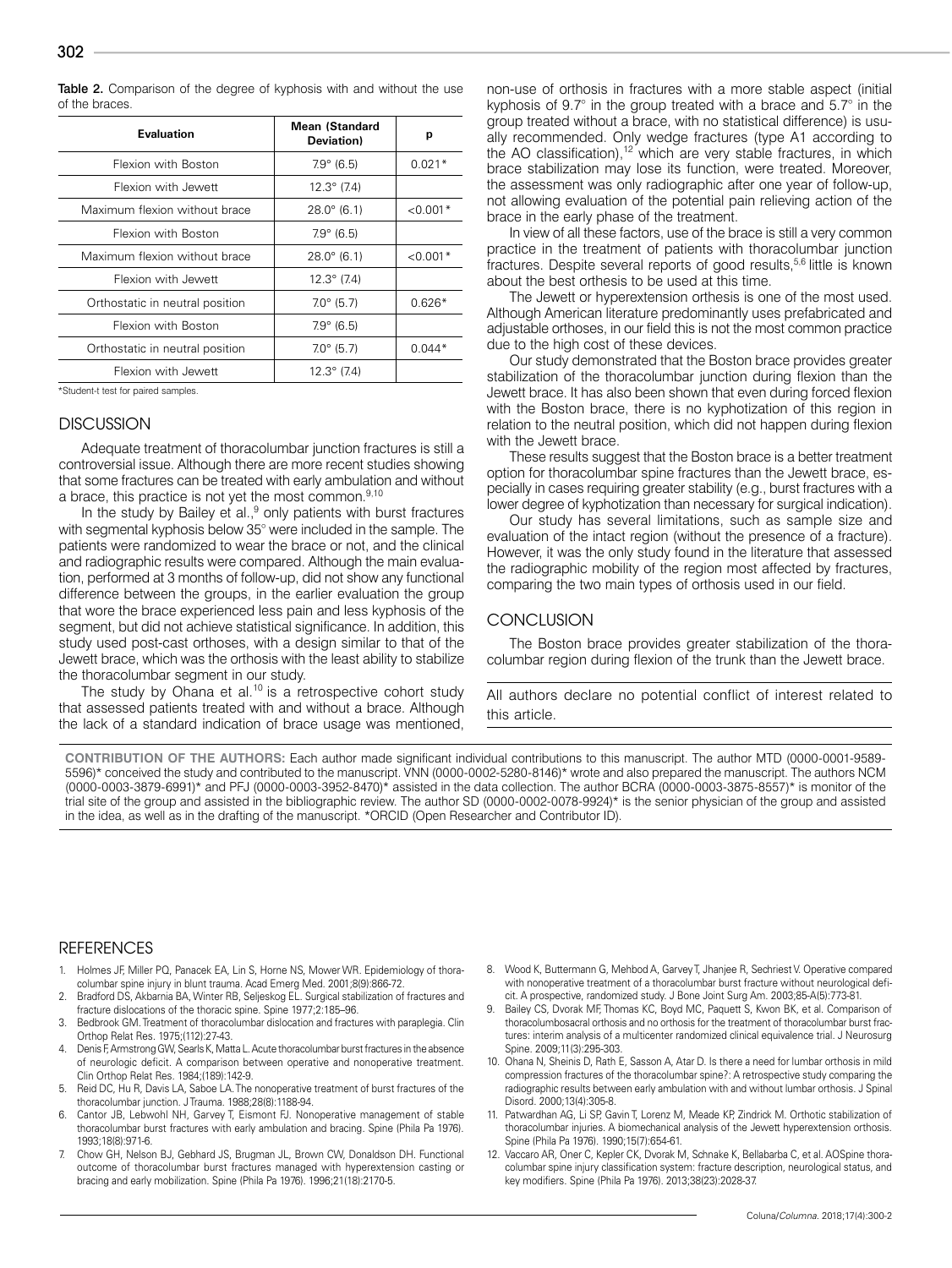**Table 2.** Comparison of the degree of kyphosis with and without the use of the braces.

| Evaluation | Mean (Standard Deviation) | p |
|---|---|---|
| Flexion with Boston | 7.9° (6.5) | 0.021* |
| Flexion with Jewett | 12.3° (7.4) | |
| Maximum flexion without brace | 28.0° (6.1) | <0.001* |
| Flexion with Boston | 7.9° (6.5) | |
| Maximum flexion without brace | 28.0° (6.1) | <0.001* |
| Flexion with Jewett | 12.3° (7.4) | |
| Orthostatic in neutral position | 7.0° (5.7) | 0.626* |
| Flexion with Boston | 7.9° (6.5) | |
| Orthostatic in neutral position | 7.0° (5.7) | 0.044* |
| Flexion with Jewett | 12.3° (7.4) | |

*Student-t test for paired samples.

## DISCUSSION

Adequate treatment of thoracolumbar junction fractures is still a controversial issue. Although there are more recent studies showing that some fractures can be treated with early ambulation and without a brace, this practice is not yet the most common.[9,10]

In the study by Bailey et al.,[9] only patients with burst fractures with segmental kyphosis below 35° were included in the sample. The patients were randomized to wear the brace or not, and the clinical and radiographic results were compared. Although the main evaluation, performed at 3 months of follow-up, did not show any functional difference between the groups, in the earlier evaluation the group that wore the brace experienced less pain and less kyphosis of the segment, but did not achieve statistical significance. In addition, this study used post-cast orthoses, with a design similar to that of the Jewett brace, which was the orthosis with the least ability to stabilize the thoracolumbar segment in our study.

The study by Ohana et al.[10] is a retrospective cohort study that assessed patients treated with and without a brace. Although the lack of a standard indication of brace usage was mentioned, non-use of orthosis in fractures with a more stable aspect (initial kyphosis of 9.7° in the group treated with a brace and 5.7° in the group treated without a brace, with no statistical difference) is usually recommended. Only wedge fractures (type A1 according to the AO classification),[12] which are very stable fractures, in which brace stabilization may lose its function, were treated. Moreover, the assessment was only radiographic after one year of follow-up, not allowing evaluation of the potential pain relieving action of the brace in the early phase of the treatment.

In view of all these factors, use of the brace is still a very common practice in the treatment of patients with thoracolumbar junction fractures. Despite several reports of good results,[5,6] little is known about the best orthesis to be used at this time.

The Jewett or hyperextension orthesis is one of the most used. Although American literature predominantly uses prefabricated and adjustable orthoses, in our field this is not the most common practice due to the high cost of these devices.

Our study demonstrated that the Boston brace provides greater stabilization of the thoracolumbar junction during flexion than the Jewett brace. It has also been shown that even during forced flexion with the Boston brace, there is no kyphotization of this region in relation to the neutral position, which did not happen during flexion with the Jewett brace.

These results suggest that the Boston brace is a better treatment option for thoracolumbar spine fractures than the Jewett brace, especially in cases requiring greater stability (e.g., burst fractures with a lower degree of kyphotization than necessary for surgical indication).

Our study has several limitations, such as sample size and evaluation of the intact region (without the presence of a fracture). However, it was the only study found in the literature that assessed the radiographic mobility of the region most affected by fractures, comparing the two main types of orthosis used in our field.

## CONCLUSION

The Boston brace provides greater stabilization of the thoracolumbar region during flexion of the trunk than the Jewett brace.

All authors declare no potential conflict of interest related to this article.

**CONTRIBUTION OF THE AUTHORS:** Each author made significant individual contributions to this manuscript. The author MTD (0000-0001-9589-5596)* conceived the study and contributed to the manuscript. VNN (0000-0002-5280-8146)* wrote and also prepared the manuscript. The authors NCM (0000-0003-3879-6991)* and PFJ (0000-0003-3952-8470)* assisted in the data collection. The author BCRA (0000-0003-3875-8557)* is monitor of the trial site of the group and assisted in the bibliographic review. The author SD (0000-0002-0078-9924)* is the senior physician of the group and assisted in the idea, as well as in the drafting of the manuscript. *ORCID (Open Researcher and Contributor ID).

## REFERENCES

1. Holmes JF, Miller PQ, Panacek EA, Lin S, Horne NS, Mower WR. Epidemiology of thoracolumbar spine injury in blunt trauma. Acad Emerg Med. 2001;8(9):866-72.
2. Bradford DS, Akbarnia BA, Winter RB, Seljeskog EL. Surgical stabilization of fractures and fracture dislocations of the thoracic spine. Spine 1977;2:185–96.
3. Bedbrook GM. Treatment of thoracolumbar dislocation and fractures with paraplegia. Clin Orthop Relat Res. 1975;(112):27-43.
4. Denis F, Armstrong GW, Searls K, Matta L. Acute thoracolumbar burst fractures in the absence of neurologic deficit. A comparison between operative and nonoperative treatment. Clin Orthop Relat Res. 1984;(189):142-9.
5. Reid DC, Hu R, Davis LA, Saboe LA. The nonoperative treatment of burst fractures of the thoracolumbar junction. J Trauma. 1988;28(8):1188-94.
6. Cantor JB, Lebwohl NH, Garvey T, Eismont FJ. Nonoperative management of stable thoracolumbar burst fractures with early ambulation and bracing. Spine (Phila Pa 1976). 1993;18(8):971-6.
7. Chow GH, Nelson BJ, Gebhard JS, Brugman JL, Brown CW, Donaldson DH. Functional outcome of thoracolumbar burst fractures managed with hyperextension casting or bracing and early mobilization. Spine (Phila Pa 1976). 1996;21(18):2170-5.
8. Wood K, Buttermann G, Mehbod A, Garvey T, Jhanjee R, Sechriest V. Operative compared with nonoperative treatment of a thoracolumbar burst fracture without neurological deficit. A prospective, randomized study. J Bone Joint Surg Am. 2003;85-A(5):773-81.
9. Bailey CS, Dvorak MF, Thomas KC, Boyd MC, Paquett S, Kwon BK, et al. Comparison of thoracolumbosacral orthosis and no orthosis for the treatment of thoracolumbar burst fractures: interim analysis of a multicenter randomized clinical equivalence trial. J Neurosurg Spine. 2009;11(3):295-303.
10. Ohana N, Sheinis D, Rath E, Sasson A, Atar D. Is there a need for lumbar orthosis in mild compression fractures of the thoracolumbar spine?: A retrospective study comparing the radiographic results between early ambulation with and without lumbar orthosis. J Spinal Disord. 2000;13(4):305-8.
11. Patwardhan AG, Li SP, Gavin T, Lorenz M, Meade KP, Zindrick M. Orthotic stabilization of thoracolumbar injuries. A biomechanical analysis of the Jewett hyperextension orthosis. Spine (Phila Pa 1976). 1990;15(7):654-61.
12. Vaccaro AR, Oner C, Kepler CK, Dvorak M, Schnake K, Bellabarba C, et al. AOSpine thoracolumbar spine injury classification system: fracture description, neurological status, and key modifiers. Spine (Phila Pa 1976). 2013;38(23):2028-37.